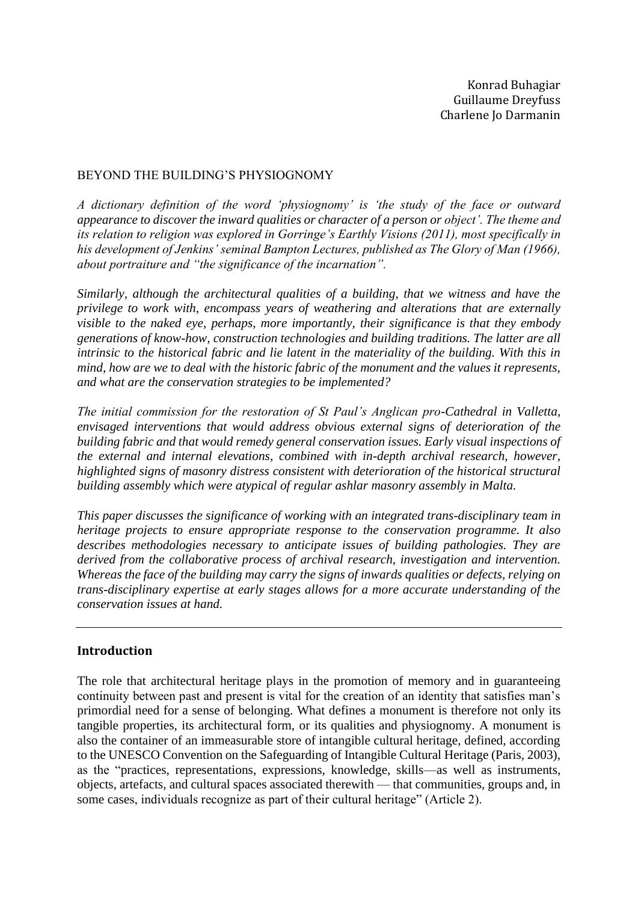Konrad Buhagiar  
Guillaume Dreyfuss  
Charlene Jo Darmanin

# BEYOND THE BUILDING'S PHYSIOGNOMY

*A dictionary definition of the word 'physiognomy' is 'the study of the face or outward appearance to discover the inward qualities or character of a person or object'. The theme and its relation to religion was explored in Gorringe's Earthly Visions (2011), most specifically in his development of Jenkins' seminal Bampton Lectures, published as The Glory of Man (1966), about portraiture and "the significance of the incarnation".*

*Similarly, although the architectural qualities of a building, that we witness and have the privilege to work with, encompass years of weathering and alterations that are externally visible to the naked eye, perhaps, more importantly, their significance is that they embody generations of know-how, construction technologies and building traditions. The latter are all intrinsic to the historical fabric and lie latent in the materiality of the building. With this in mind, how are we to deal with the historic fabric of the monument and the values it represents, and what are the conservation strategies to be implemented?*

*The initial commission for the restoration of St Paul's Anglican pro-Cathedral in Valletta, envisaged interventions that would address obvious external signs of deterioration of the building fabric and that would remedy general conservation issues. Early visual inspections of the external and internal elevations, combined with in-depth archival research, however, highlighted signs of masonry distress consistent with deterioration of the historical structural building assembly which were atypical of regular ashlar masonry assembly in Malta.*

*This paper discusses the significance of working with an integrated trans-disciplinary team in heritage projects to ensure appropriate response to the conservation programme. It also describes methodologies necessary to anticipate issues of building pathologies. They are derived from the collaborative process of archival research, investigation and intervention. Whereas the face of the building may carry the signs of inwards qualities or defects, relying on trans-disciplinary expertise at early stages allows for a more accurate understanding of the conservation issues at hand.*

---

## Introduction

The role that architectural heritage plays in the promotion of memory and in guaranteeing continuity between past and present is vital for the creation of an identity that satisfies man's primordial need for a sense of belonging. What defines a monument is therefore not only its tangible properties, its architectural form, or its qualities and physiognomy. A monument is also the container of an immeasurable store of intangible cultural heritage, defined, according to the UNESCO Convention on the Safeguarding of Intangible Cultural Heritage (Paris, 2003), as the "practices, representations, expressions, knowledge, skills—as well as instruments, objects, artefacts, and cultural spaces associated therewith — that communities, groups and, in some cases, individuals recognize as part of their cultural heritage" (Article 2).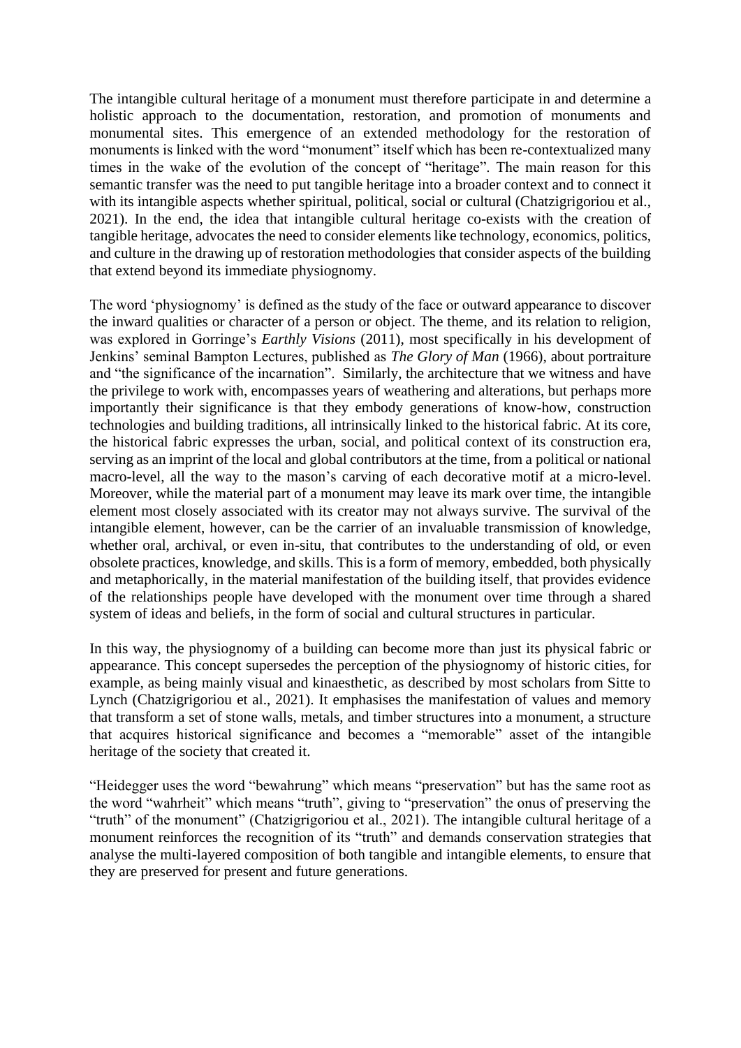The intangible cultural heritage of a monument must therefore participate in and determine a holistic approach to the documentation, restoration, and promotion of monuments and monumental sites. This emergence of an extended methodology for the restoration of monuments is linked with the word "monument" itself which has been re-contextualized many times in the wake of the evolution of the concept of "heritage". The main reason for this semantic transfer was the need to put tangible heritage into a broader context and to connect it with its intangible aspects whether spiritual, political, social or cultural (Chatzigrigoriou et al., 2021). In the end, the idea that intangible cultural heritage co-exists with the creation of tangible heritage, advocates the need to consider elements like technology, economics, politics, and culture in the drawing up of restoration methodologies that consider aspects of the building that extend beyond its immediate physiognomy.

The word 'physiognomy' is defined as the study of the face or outward appearance to discover the inward qualities or character of a person or object. The theme, and its relation to religion, was explored in Gorringe's *Earthly Visions* (2011), most specifically in his development of Jenkins' seminal Bampton Lectures, published as *The Glory of Man* (1966), about portraiture and "the significance of the incarnation". Similarly, the architecture that we witness and have the privilege to work with, encompasses years of weathering and alterations, but perhaps more importantly their significance is that they embody generations of know-how, construction technologies and building traditions, all intrinsically linked to the historical fabric. At its core, the historical fabric expresses the urban, social, and political context of its construction era, serving as an imprint of the local and global contributors at the time, from a political or national macro-level, all the way to the mason's carving of each decorative motif at a micro-level. Moreover, while the material part of a monument may leave its mark over time, the intangible element most closely associated with its creator may not always survive. The survival of the intangible element, however, can be the carrier of an invaluable transmission of knowledge, whether oral, archival, or even in-situ, that contributes to the understanding of old, or even obsolete practices, knowledge, and skills. This is a form of memory, embedded, both physically and metaphorically, in the material manifestation of the building itself, that provides evidence of the relationships people have developed with the monument over time through a shared system of ideas and beliefs, in the form of social and cultural structures in particular.

In this way, the physiognomy of a building can become more than just its physical fabric or appearance. This concept supersedes the perception of the physiognomy of historic cities, for example, as being mainly visual and kinaesthetic, as described by most scholars from Sitte to Lynch (Chatzigrigoriou et al., 2021). It emphasises the manifestation of values and memory that transform a set of stone walls, metals, and timber structures into a monument, a structure that acquires historical significance and becomes a "memorable" asset of the intangible heritage of the society that created it.

"Heidegger uses the word "bewahrung" which means "preservation" but has the same root as the word "wahrheit" which means "truth", giving to "preservation" the onus of preserving the "truth" of the monument" (Chatzigrigoriou et al., 2021). The intangible cultural heritage of a monument reinforces the recognition of its "truth" and demands conservation strategies that analyse the multi-layered composition of both tangible and intangible elements, to ensure that they are preserved for present and future generations.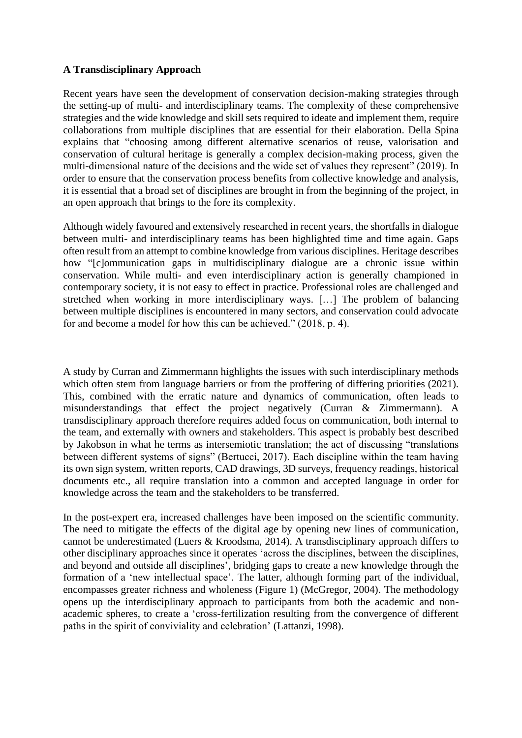**A Transdisciplinary Approach**

Recent years have seen the development of conservation decision-making strategies through the setting-up of multi- and interdisciplinary teams. The complexity of these comprehensive strategies and the wide knowledge and skill sets required to ideate and implement them, require collaborations from multiple disciplines that are essential for their elaboration. Della Spina explains that "choosing among different alternative scenarios of reuse, valorisation and conservation of cultural heritage is generally a complex decision-making process, given the multi-dimensional nature of the decisions and the wide set of values they represent" (2019). In order to ensure that the conservation process benefits from collective knowledge and analysis, it is essential that a broad set of disciplines are brought in from the beginning of the project, in an open approach that brings to the fore its complexity.

Although widely favoured and extensively researched in recent years, the shortfalls in dialogue between multi- and interdisciplinary teams has been highlighted time and time again. Gaps often result from an attempt to combine knowledge from various disciplines. Heritage describes how "[c]ommunication gaps in multidisciplinary dialogue are a chronic issue within conservation. While multi- and even interdisciplinary action is generally championed in contemporary society, it is not easy to effect in practice. Professional roles are challenged and stretched when working in more interdisciplinary ways. […] The problem of balancing between multiple disciplines is encountered in many sectors, and conservation could advocate for and become a model for how this can be achieved." (2018, p. 4).

A study by Curran and Zimmermann highlights the issues with such interdisciplinary methods which often stem from language barriers or from the proffering of differing priorities (2021). This, combined with the erratic nature and dynamics of communication, often leads to misunderstandings that effect the project negatively (Curran & Zimmermann). A transdisciplinary approach therefore requires added focus on communication, both internal to the team, and externally with owners and stakeholders. This aspect is probably best described by Jakobson in what he terms as intersemiotic translation; the act of discussing "translations between different systems of signs" (Bertucci, 2017). Each discipline within the team having its own sign system, written reports, CAD drawings, 3D surveys, frequency readings, historical documents etc., all require translation into a common and accepted language in order for knowledge across the team and the stakeholders to be transferred.

In the post-expert era, increased challenges have been imposed on the scientific community. The need to mitigate the effects of the digital age by opening new lines of communication, cannot be underestimated (Luers & Kroodsma, 2014). A transdisciplinary approach differs to other disciplinary approaches since it operates 'across the disciplines, between the disciplines, and beyond and outside all disciplines', bridging gaps to create a new knowledge through the formation of a 'new intellectual space'. The latter, although forming part of the individual, encompasses greater richness and wholeness (Figure 1) (McGregor, 2004). The methodology opens up the interdisciplinary approach to participants from both the academic and non-academic spheres, to create a 'cross-fertilization resulting from the convergence of different paths in the spirit of conviviality and celebration' (Lattanzi, 1998).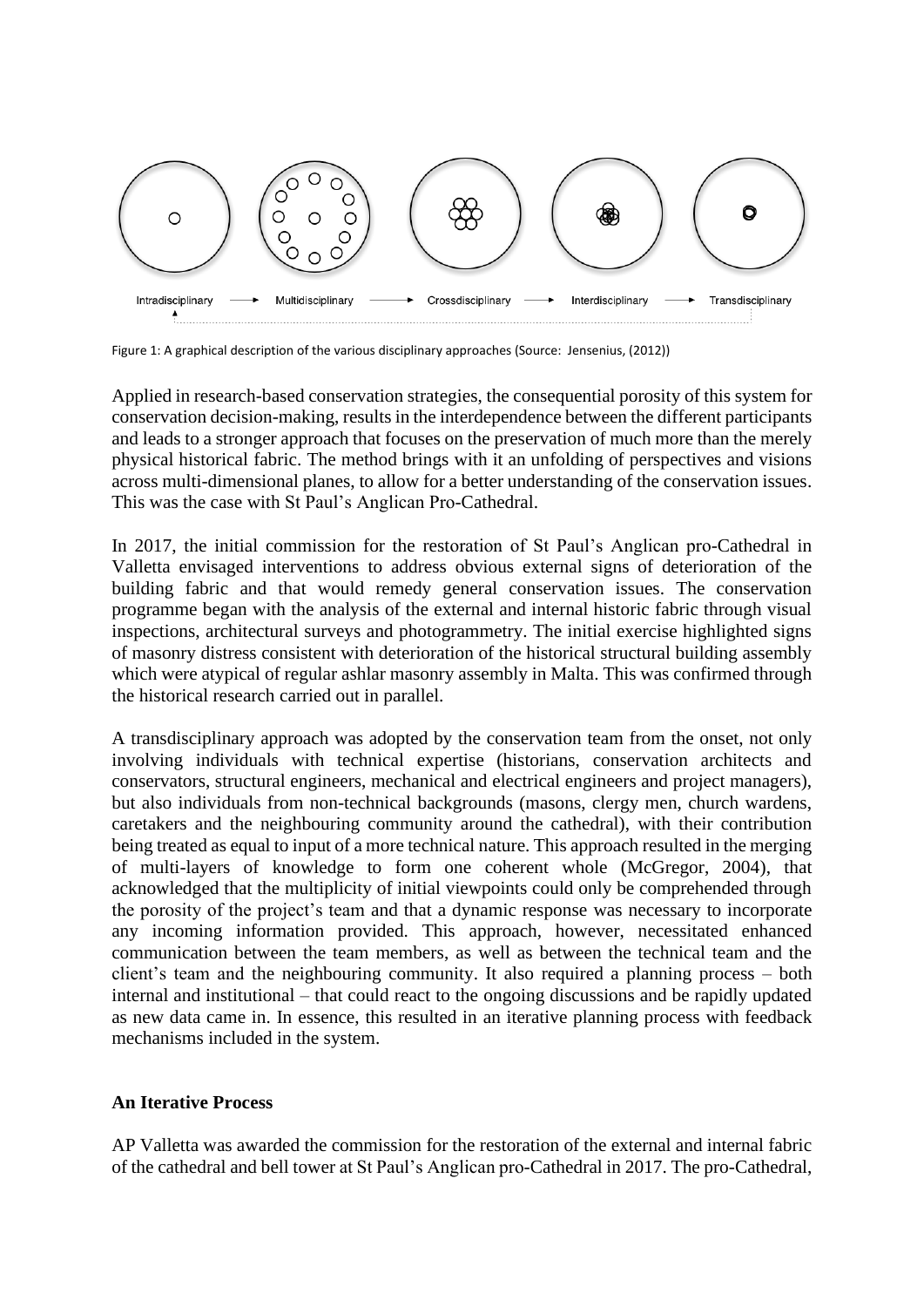Figure 1: A graphical description of the various disciplinary approaches (Source: Jensenius, (2012))

Applied in research-based conservation strategies, the consequential porosity of this system for conservation decision-making, results in the interdependence between the different participants and leads to a stronger approach that focuses on the preservation of much more than the merely physical historical fabric. The method brings with it an unfolding of perspectives and visions across multi-dimensional planes, to allow for a better understanding of the conservation issues. This was the case with St Paul's Anglican Pro-Cathedral.

In 2017, the initial commission for the restoration of St Paul's Anglican pro-Cathedral in Valletta envisaged interventions to address obvious external signs of deterioration of the building fabric and that would remedy general conservation issues. The conservation programme began with the analysis of the external and internal historic fabric through visual inspections, architectural surveys and photogrammetry. The initial exercise highlighted signs of masonry distress consistent with deterioration of the historical structural building assembly which were atypical of regular ashlar masonry assembly in Malta. This was confirmed through the historical research carried out in parallel.

A transdisciplinary approach was adopted by the conservation team from the onset, not only involving individuals with technical expertise (historians, conservation architects and conservators, structural engineers, mechanical and electrical engineers and project managers), but also individuals from non-technical backgrounds (masons, clergy men, church wardens, caretakers and the neighbouring community around the cathedral), with their contribution being treated as equal to input of a more technical nature. This approach resulted in the merging of multi-layers of knowledge to form one coherent whole (McGregor, 2004), that acknowledged that the multiplicity of initial viewpoints could only be comprehended through the porosity of the project's team and that a dynamic response was necessary to incorporate any incoming information provided. This approach, however, necessitated enhanced communication between the team members, as well as between the technical team and the client's team and the neighbouring community. It also required a planning process – both internal and institutional – that could react to the ongoing discussions and be rapidly updated as new data came in. In essence, this resulted in an iterative planning process with feedback mechanisms included in the system.

**An Iterative Process**

AP Valletta was awarded the commission for the restoration of the external and internal fabric of the cathedral and bell tower at St Paul's Anglican pro-Cathedral in 2017. The pro-Cathedral,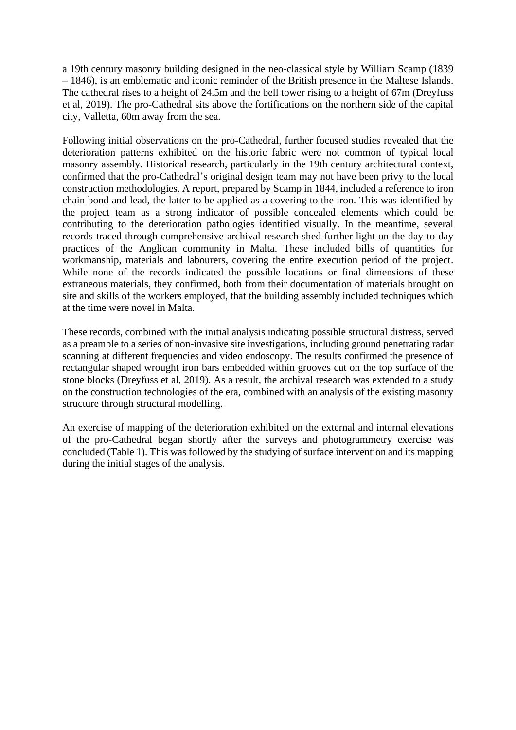a 19th century masonry building designed in the neo-classical style by William Scamp (1839 – 1846), is an emblematic and iconic reminder of the British presence in the Maltese Islands. The cathedral rises to a height of 24.5m and the bell tower rising to a height of 67m (Dreyfuss et al, 2019). The pro-Cathedral sits above the fortifications on the northern side of the capital city, Valletta, 60m away from the sea.

Following initial observations on the pro-Cathedral, further focused studies revealed that the deterioration patterns exhibited on the historic fabric were not common of typical local masonry assembly. Historical research, particularly in the 19th century architectural context, confirmed that the pro-Cathedral's original design team may not have been privy to the local construction methodologies. A report, prepared by Scamp in 1844, included a reference to iron chain bond and lead, the latter to be applied as a covering to the iron. This was identified by the project team as a strong indicator of possible concealed elements which could be contributing to the deterioration pathologies identified visually. In the meantime, several records traced through comprehensive archival research shed further light on the day-to-day practices of the Anglican community in Malta. These included bills of quantities for workmanship, materials and labourers, covering the entire execution period of the project. While none of the records indicated the possible locations or final dimensions of these extraneous materials, they confirmed, both from their documentation of materials brought on site and skills of the workers employed, that the building assembly included techniques which at the time were novel in Malta.

These records, combined with the initial analysis indicating possible structural distress, served as a preamble to a series of non-invasive site investigations, including ground penetrating radar scanning at different frequencies and video endoscopy. The results confirmed the presence of rectangular shaped wrought iron bars embedded within grooves cut on the top surface of the stone blocks (Dreyfuss et al, 2019). As a result, the archival research was extended to a study on the construction technologies of the era, combined with an analysis of the existing masonry structure through structural modelling.

An exercise of mapping of the deterioration exhibited on the external and internal elevations of the pro-Cathedral began shortly after the surveys and photogrammetry exercise was concluded (Table 1). This was followed by the studying of surface intervention and its mapping during the initial stages of the analysis.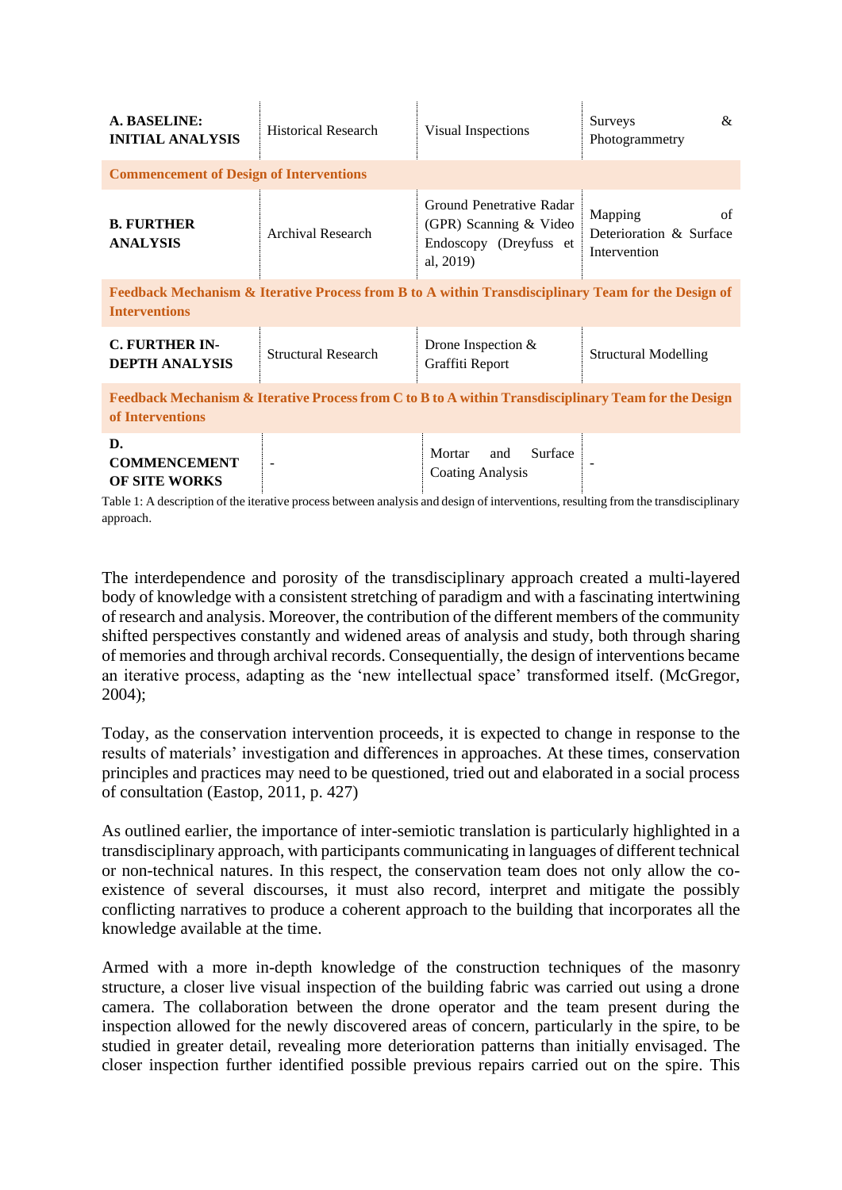| **A. BASELINE: INITIAL ANALYSIS** | Historical Research | Visual Inspections | Surveys & Photogrammetry |
|---|---|---|---|
| **Commencement of Design of Interventions** | | | |
| **B. FURTHER ANALYSIS** | Archival Research | Ground Penetrative Radar (GPR) Scanning & Video Endoscopy (Dreyfuss et al, 2019) | Mapping of Deterioration & Surface Intervention |
| **Feedback Mechanism & Iterative Process from B to A within Transdisciplinary Team for the Design of Interventions** | | | |
| **C. FURTHER IN-DEPTH ANALYSIS** | Structural Research | Drone Inspection & Graffiti Report | Structural Modelling |
| **Feedback Mechanism & Iterative Process from C to B to A within Transdisciplinary Team for the Design of Interventions** | | | |
| **D. COMMENCEMENT OF SITE WORKS** | - | Mortar and Surface Coating Analysis | - |

Table 1: A description of the iterative process between analysis and design of interventions, resulting from the transdisciplinary approach.

The interdependence and porosity of the transdisciplinary approach created a multi-layered body of knowledge with a consistent stretching of paradigm and with a fascinating intertwining of research and analysis. Moreover, the contribution of the different members of the community shifted perspectives constantly and widened areas of analysis and study, both through sharing of memories and through archival records. Consequentially, the design of interventions became an iterative process, adapting as the 'new intellectual space' transformed itself. (McGregor, 2004);

Today, as the conservation intervention proceeds, it is expected to change in response to the results of materials' investigation and differences in approaches. At these times, conservation principles and practices may need to be questioned, tried out and elaborated in a social process of consultation (Eastop, 2011, p. 427)

As outlined earlier, the importance of inter-semiotic translation is particularly highlighted in a transdisciplinary approach, with participants communicating in languages of different technical or non-technical natures. In this respect, the conservation team does not only allow the co-existence of several discourses, it must also record, interpret and mitigate the possibly conflicting narratives to produce a coherent approach to the building that incorporates all the knowledge available at the time.

Armed with a more in-depth knowledge of the construction techniques of the masonry structure, a closer live visual inspection of the building fabric was carried out using a drone camera. The collaboration between the drone operator and the team present during the inspection allowed for the newly discovered areas of concern, particularly in the spire, to be studied in greater detail, revealing more deterioration patterns than initially envisaged. The closer inspection further identified possible previous repairs carried out on the spire. This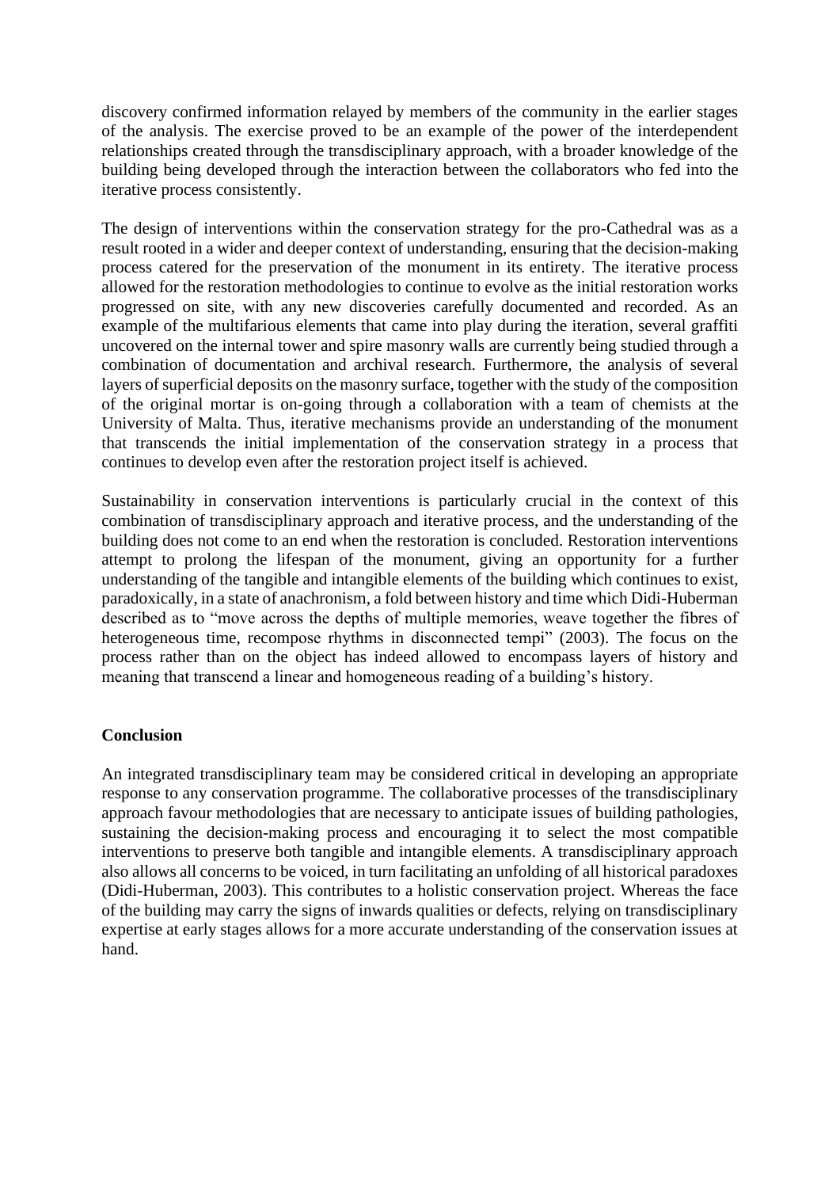discovery confirmed information relayed by members of the community in the earlier stages of the analysis. The exercise proved to be an example of the power of the interdependent relationships created through the transdisciplinary approach, with a broader knowledge of the building being developed through the interaction between the collaborators who fed into the iterative process consistently.

The design of interventions within the conservation strategy for the pro-Cathedral was as a result rooted in a wider and deeper context of understanding, ensuring that the decision-making process catered for the preservation of the monument in its entirety. The iterative process allowed for the restoration methodologies to continue to evolve as the initial restoration works progressed on site, with any new discoveries carefully documented and recorded. As an example of the multifarious elements that came into play during the iteration, several graffiti uncovered on the internal tower and spire masonry walls are currently being studied through a combination of documentation and archival research. Furthermore, the analysis of several layers of superficial deposits on the masonry surface, together with the study of the composition of the original mortar is on-going through a collaboration with a team of chemists at the University of Malta. Thus, iterative mechanisms provide an understanding of the monument that transcends the initial implementation of the conservation strategy in a process that continues to develop even after the restoration project itself is achieved.

Sustainability in conservation interventions is particularly crucial in the context of this combination of transdisciplinary approach and iterative process, and the understanding of the building does not come to an end when the restoration is concluded. Restoration interventions attempt to prolong the lifespan of the monument, giving an opportunity for a further understanding of the tangible and intangible elements of the building which continues to exist, paradoxically, in a state of anachronism, a fold between history and time which Didi-Huberman described as to "move across the depths of multiple memories, weave together the fibres of heterogeneous time, recompose rhythms in disconnected tempi" (2003). The focus on the process rather than on the object has indeed allowed to encompass layers of history and meaning that transcend a linear and homogeneous reading of a building's history.

**Conclusion**

An integrated transdisciplinary team may be considered critical in developing an appropriate response to any conservation programme. The collaborative processes of the transdisciplinary approach favour methodologies that are necessary to anticipate issues of building pathologies, sustaining the decision-making process and encouraging it to select the most compatible interventions to preserve both tangible and intangible elements. A transdisciplinary approach also allows all concerns to be voiced, in turn facilitating an unfolding of all historical paradoxes (Didi-Huberman, 2003). This contributes to a holistic conservation project. Whereas the face of the building may carry the signs of inwards qualities or defects, relying on transdisciplinary expertise at early stages allows for a more accurate understanding of the conservation issues at hand.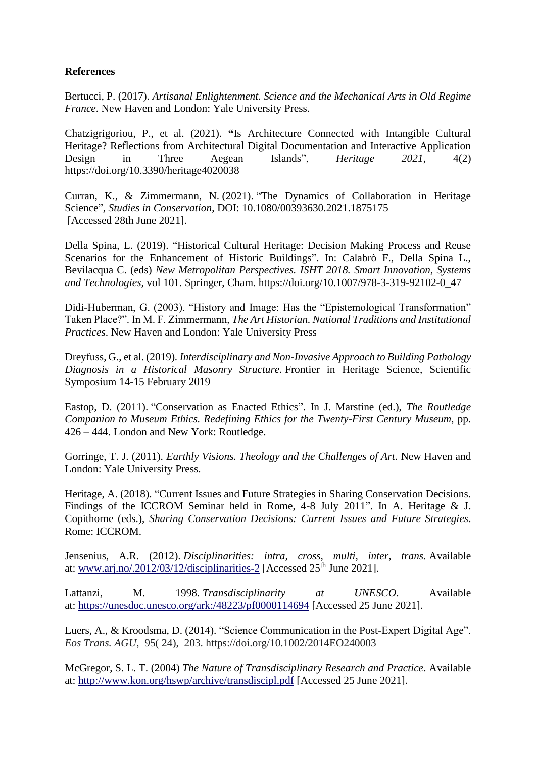**References**

Bertucci, P. (2017). *Artisanal Enlightenment. Science and the Mechanical Arts in Old Regime France*. New Haven and London: Yale University Press.

Chatzigrigoriou, P., et al. (2021). **"**Is Architecture Connected with Intangible Cultural Heritage? Reflections from Architectural Digital Documentation and Interactive Application Design in Three Aegean Islands", *Heritage 2021*, 4(2) https://doi.org/10.3390/heritage4020038

Curran, K., & Zimmermann, N. (2021). "The Dynamics of Collaboration in Heritage Science", *Studies in Conservation*, DOI: 10.1080/00393630.2021.1875175 [Accessed 28th June 2021].

Della Spina, L. (2019). "Historical Cultural Heritage: Decision Making Process and Reuse Scenarios for the Enhancement of Historic Buildings". In: Calabrò F., Della Spina L., Bevilacqua C. (eds) *New Metropolitan Perspectives. ISHT 2018. Smart Innovation, Systems and Technologies,* vol 101. Springer, Cham. https://doi.org/10.1007/978-3-319-92102-0_47

Didi-Huberman, G. (2003). "History and Image: Has the "Epistemological Transformation" Taken Place?". In M. F. Zimmermann, *The Art Historian. National Traditions and Institutional Practices*. New Haven and London: Yale University Press

Dreyfuss, G., et al. (2019). *Interdisciplinary and Non-Invasive Approach to Building Pathology Diagnosis in a Historical Masonry Structure.* Frontier in Heritage Science, Scientific Symposium 14-15 February 2019

Eastop, D. (2011). "Conservation as Enacted Ethics". In J. Marstine (ed.), *The Routledge Companion to Museum Ethics. Redefining Ethics for the Twenty-First Century Museum*, pp. 426 – 444. London and New York: Routledge.

Gorringe, T. J. (2011). *Earthly Visions. Theology and the Challenges of Art*. New Haven and London: Yale University Press.

Heritage, A. (2018). "Current Issues and Future Strategies in Sharing Conservation Decisions. Findings of the ICCROM Seminar held in Rome, 4-8 July 2011". In A. Heritage & J. Copithorne (eds.), *Sharing Conservation Decisions: Current Issues and Future Strategies*. Rome: ICCROM.

Jensenius, A.R. (2012). *Disciplinarities: intra, cross, multi, inter, trans.* Available at: www.arj.no/.2012/03/12/disciplinarities-2 [Accessed 25th June 2021].

Lattanzi, M. 1998. *Transdisciplinarity at UNESCO*. Available at: https://unesdoc.unesco.org/ark:/48223/pf0000114694 [Accessed 25 June 2021].

Luers, A., & Kroodsma, D. (2014). "Science Communication in the Post-Expert Digital Age". *Eos Trans. AGU*, 95( 24), 203. https://doi.org/10.1002/2014EO240003

McGregor, S. L. T. (2004) *The Nature of Transdisciplinary Research and Practice*. Available at: http://www.kon.org/hswp/archive/transdiscipl.pdf [Accessed 25 June 2021].